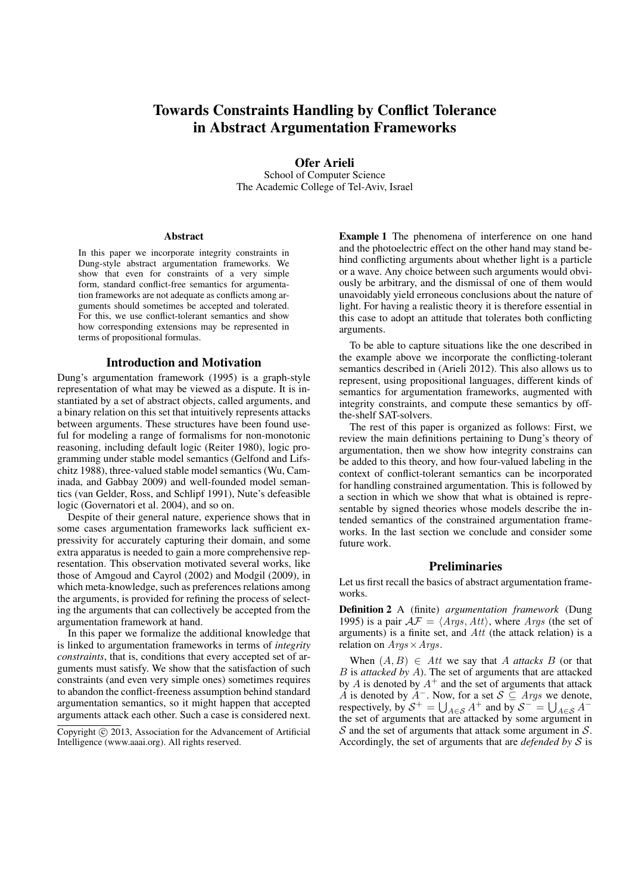# Towards Constraints Handling by Conflict Tolerance in Abstract Argumentation Frameworks

**Ofer Arieli**
School of Computer Science
The Academic College of Tel-Aviv, Israel

### Abstract

In this paper we incorporate integrity constraints in Dung-style abstract argumentation frameworks. We show that even for constraints of a very simple form, standard conflict-free semantics for argumentation frameworks are not adequate as conflicts among arguments should sometimes be accepted and tolerated. For this, we use conflict-tolerant semantics and show how corresponding extensions may be represented in terms of propositional formulas.

## Introduction and Motivation

Dung's argumentation framework (1995) is a graph-style representation of what may be viewed as a dispute. It is instantiated by a set of abstract objects, called arguments, and a binary relation on this set that intuitively represents attacks between arguments. These structures have been found useful for modeling a range of formalisms for non-monotonic reasoning, including default logic (Reiter 1980), logic programming under stable model semantics (Gelfond and Lifschitz 1988), three-valued stable model semantics (Wu, Caminada, and Gabbay 2009) and well-founded model semantics (van Gelder, Ross, and Schlipf 1991), Nute's defeasible logic (Governatori et al. 2004), and so on.

Despite of their general nature, experience shows that in some cases argumentation frameworks lack sufficient expressivity for accurately capturing their domain, and some extra apparatus is needed to gain a more comprehensive representation. This observation motivated several works, like those of Amgoud and Cayrol (2002) and Modgil (2009), in which meta-knowledge, such as preferences relations among the arguments, is provided for refining the process of selecting the arguments that can collectively be accepted from the argumentation framework at hand.

In this paper we formalize the additional knowledge that is linked to argumentation frameworks in terms of *integrity constraints*, that is, conditions that every accepted set of arguments must satisfy. We show that the satisfaction of such constraints (and even very simple ones) sometimes requires to abandon the conflict-freeness assumption behind standard argumentation semantics, so it might happen that accepted arguments attack each other. Such a case is considered next.

Copyright © 2013, Association for the Advancement of Artificial Intelligence (www.aaai.org). All rights reserved.

**Example 1** The phenomena of interference on one hand and the photoelectric effect on the other hand may stand behind conflicting arguments about whether light is a particle or a wave. Any choice between such arguments would obviously be arbitrary, and the dismissal of one of them would unavoidably yield erroneous conclusions about the nature of light. For having a realistic theory it is therefore essential in this case to adopt an attitude that tolerates both conflicting arguments.

To be able to capture situations like the one described in the example above we incorporate the conflicting-tolerant semantics described in (Arieli 2012). This also allows us to represent, using propositional languages, different kinds of semantics for argumentation frameworks, augmented with integrity constraints, and compute these semantics by off-the-shelf SAT-solvers.

The rest of this paper is organized as follows: First, we review the main definitions pertaining to Dung's theory of argumentation, then we show how integrity constrains can be added to this theory, and how four-valued labeling in the context of conflict-tolerant semantics can be incorporated for handling constrained argumentation. This is followed by a section in which we show that what is obtained is representable by signed theories whose models describe the intended semantics of the constrained argumentation frameworks. In the last section we conclude and consider some future work.

## Preliminaries

Let us first recall the basics of abstract argumentation frameworks.

**Definition 2** A (finite) *argumentation framework* (Dung 1995) is a pair $\mathcal{AF} = \langle Args, Att \rangle$, where $Args$ (the set of arguments) is a finite set, and $Att$ (the attack relation) is a relation on $Args \times Args$.

When $(A, B) \in Att$ we say that $A$ *attacks* $B$ (or that $B$ is *attacked by* $A$). The set of arguments that are attacked by $A$ is denoted by $A^+$ and the set of arguments that attack $A$ is denoted by $A^-$. Now, for a set $\mathcal{S} \subseteq Args$ we denote, respectively, by $\mathcal{S}^+ = \bigcup_{A \in \mathcal{S}} A^+$ and by $\mathcal{S}^- = \bigcup_{A \in \mathcal{S}} A^-$ the set of arguments that are attacked by some argument in $\mathcal{S}$ and the set of arguments that attack some argument in $\mathcal{S}$. Accordingly, the set of arguments that are *defended by* $\mathcal{S}$ is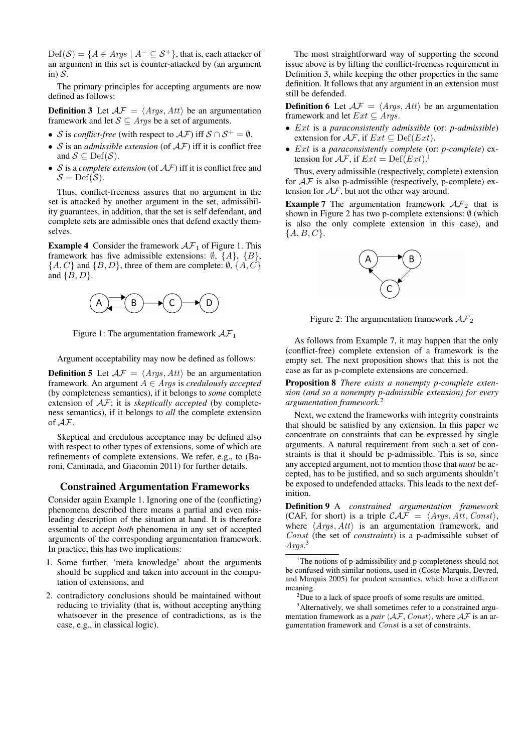$\text{Def}(\mathcal{S}) = \{A \in Args \mid A^- \subseteq \mathcal{S}^+\}$, that is, each attacker of an argument in this set is counter-attacked by (an argument in) $\mathcal{S}$.

The primary principles for accepting arguments are now defined as follows:

**Definition 3** Let $\mathcal{AF} = \langle Args, Att \rangle$ be an argumentation framework and let $\mathcal{S} \subseteq Args$ be a set of arguments.

- $\mathcal{S}$ is *conflict-free* (with respect to $\mathcal{AF}$) iff $\mathcal{S} \cap \mathcal{S}^+ = \emptyset$.
- $\mathcal{S}$ is an *admissible extension* (of $\mathcal{AF}$) iff it is conflict free and $\mathcal{S} \subseteq \text{Def}(\mathcal{S})$.
- $\mathcal{S}$ is a *complete extension* (of $\mathcal{AF}$) iff it is conflict free and $\mathcal{S} = \text{Def}(\mathcal{S})$.

Thus, conflict-freeness assures that no argument in the set is attacked by another argument in the set, admissibility guarantees, in addition, that the set is self defendant, and complete sets are admissible ones that defend exactly themselves.

**Example 4** Consider the framework $\mathcal{AF}_1$ of Figure 1. This framework has five admissible extensions: $\emptyset$, $\{A\}$, $\{B\}$, $\{A, C\}$ and $\{B, D\}$, three of them are complete: $\emptyset$, $\{A, C\}$ and $\{B, D\}$.

Figure 1: The argumentation framework $\mathcal{AF}_1$

Argument acceptability may now be defined as follows:

**Definition 5** Let $\mathcal{AF} = \langle Args, Att \rangle$ be an argumentation framework. An argument $A \in Args$ is *credulously accepted* (by completeness semantics), if it belongs to *some* complete extension of $\mathcal{AF}$; it is *skeptically accepted* (by completeness semantics), if it belongs to *all* the complete extension of $\mathcal{AF}$.

Skeptical and credulous acceptance may be defined also with respect to other types of extensions, some of which are refinements of complete extensions. We refer, e.g., to (Baroni, Caminada, and Giacomin 2011) for further details.

## Constrained Argumentation Frameworks

Consider again Example 1. Ignoring one of the (conflicting) phenomena described there means a partial and even misleading description of the situation at hand. It is therefore essential to accept *both* phenomena in any set of accepted arguments of the corresponding argumentation framework. In practice, this has two implications:

1. Some further, 'meta knowledge' about the arguments should be supplied and taken into account in the computation of extensions, and
2. contradictory conclusions should be maintained without reducing to triviality (that is, without accepting anything whatsoever in the presence of contradictions, as is the case, e.g., in classical logic).

The most straightforward way of supporting the second issue above is by lifting the conflict-freeness requirement in Definition 3, while keeping the other properties in the same definition. It follows that any argument in an extension must still be defended.

**Definition 6** Let $\mathcal{AF} = \langle Args, Att \rangle$ be an argumentation framework and let $Ext \subseteq Args$.

- $Ext$ is a *paraconsistently admissible* (or: *p-admissible*) extension for $\mathcal{AF}$, if $Ext \subseteq \text{Def}(Ext)$.
- $Ext$ is a *paraconsistently complete* (or: *p-complete*) extension for $\mathcal{AF}$, if $Ext = \text{Def}(Ext)$.[1]

Thus, every admissible (respectively, complete) extension for $\mathcal{AF}$ is also p-admissible (respectively, p-complete) extension for $\mathcal{AF}$, but not the other way around.

**Example 7** The argumentation framework $\mathcal{AF}_2$ that is shown in Figure 2 has two p-complete extensions: $\emptyset$ (which is also the only complete extension in this case), and $\{A, B, C\}$.

Figure 2: The argumentation framework $\mathcal{AF}_2$

As follows from Example 7, it may happen that the only (conflict-free) complete extension of a framework is the empty set. The next proposition shows that this is not the case as far as p-complete extensions are concerned.

**Proposition 8** *There exists a nonempty p-complete extension (and so a nonempty p-admissible extension) for every argumentation framework.*[2]

Next, we extend the frameworks with integrity constraints that should be satisfied by any extension. In this paper we concentrate on constraints that can be expressed by single arguments. A natural requirement from such a set of constraints is that it should be p-admissible. This is so, since any accepted argument, not to mention those that *must* be accepted, has to be justified, and so such arguments shouldn't be exposed to undefended attacks. This leads to the next definition.

**Definition 9** A *constrained argumentation framework* (CAF, for short) is a triple $\mathcal{CAF} = \langle Args, Att, Const \rangle$, where $\langle Args, Att \rangle$ is an argumentation framework, and $Const$ (the set of *constraints*) is a p-admissible subset of $Args$.[3]

---

[1] The notions of p-admissibility and p-completeness should not be confused with similar notions, used in (Coste-Marquis, Devred, and Marquis 2005) for prudent semantics, which have a different meaning.

[2] Due to a lack of space proofs of some results are omitted.

[3] Alternatively, we shall sometimes refer to a constrained argumentation framework as a *pair* $\langle \mathcal{AF}, Const \rangle$, where $\mathcal{AF}$ is an argumentation framework and $Const$ is a set of constraints.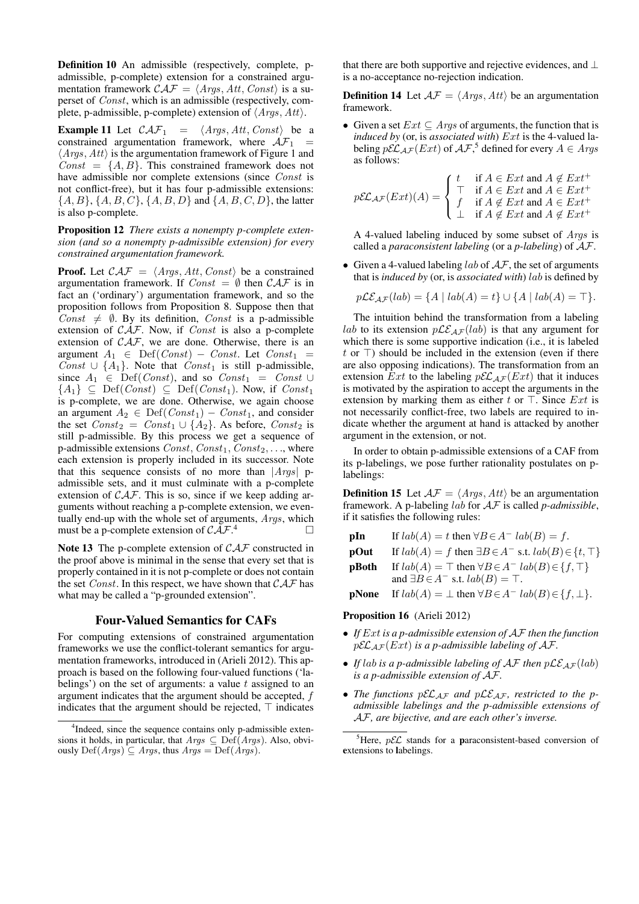**Definition 10** An admissible (respectively, complete, p-admissible, p-complete) extension for a constrained argumentation framework $\mathcal{CAF} = \langle Args, Att, Const\rangle$ is a superset of $Const$, which is an admissible (respectively, complete, p-admissible, p-complete) extension of $\langle Args, Att\rangle$.

**Example 11** Let $\mathcal{CAF}_1 = \langle Args, Att, Const\rangle$ be a constrained argumentation framework, where $\mathcal{AF}_1 = \langle Args, Att\rangle$ is the argumentation framework of Figure 1 and $Const = \{A, B\}$. This constrained framework does not have admissible nor complete extensions (since $Const$ is not conflict-free), but it has four p-admissible extensions: $\{A, B\}$, $\{A, B, C\}$, $\{A, B, D\}$ and $\{A, B, C, D\}$, the latter is also p-complete.

**Proposition 12** *There exists a nonempty p-complete extension (and so a nonempty p-admissible extension) for every constrained argumentation framework.*

**Proof.** Let $\mathcal{CAF} = \langle Args, Att, Const\rangle$ be a constrained argumentation framework. If $Const = \emptyset$ then $\mathcal{CAF}$ is in fact an ('ordinary') argumentation framework, and so the proposition follows from Proposition 8. Suppose then that $Const \neq \emptyset$. By its definition, $Const$ is a p-admissible extension of $\mathcal{CAF}$. Now, if $Const$ is also a p-complete extension of $\mathcal{CAF}$, we are done. Otherwise, there is an argument $A_1 \in \mathrm{Def}(Const) - Const$. Let $Const_1 = Const \cup \{A_1\}$. Note that $Const_1$ is still p-admissible, since $A_1 \in \mathrm{Def}(Const)$, and so $Const_1 = Const \cup \{A_1\} \subseteq \mathrm{Def}(Const) \subseteq \mathrm{Def}(Const_1)$. Now, if $Const_1$ is p-complete, we are done. Otherwise, we again choose an argument $A_2 \in \mathrm{Def}(Const_1) - Const_1$, and consider the set $Const_2 = Const_1 \cup \{A_2\}$. As before, $Const_2$ is still p-admissible. By this process we get a sequence of p-admissible extensions $Const, Const_1, Const_2, \ldots$, where each extension is properly included in its successor. Note that this sequence consists of no more than $|Args|$ p-admissible sets, and it must culminate with a p-complete extension of $\mathcal{CAF}$. This is so, since if we keep adding arguments without reaching a p-complete extension, we eventually end-up with the whole set of arguments, $Args$, which must be a p-complete extension of $\mathcal{CAF}$.[4] □

**Note 13** The p-complete extension of $\mathcal{CAF}$ constructed in the proof above is minimal in the sense that every set that is properly contained in it is not p-complete or does not contain the set $Const$. In this respect, we have shown that $\mathcal{CAF}$ has what may be called a "p-grounded extension".

## Four-Valued Semantics for CAFs

For computing extensions of constrained argumentation frameworks we use the conflict-tolerant semantics for argumentation frameworks, introduced in (Arieli 2012). This approach is based on the following four-valued functions ('labelings') on the set of arguments: a value $t$ assigned to an argument indicates that the argument should be accepted, $f$ indicates that the argument should be rejected, $\top$ indicates that there are both supportive and rejective evidences, and $\bot$ is a no-acceptance no-rejection indication.

**Definition 14** Let $\mathcal{AF} = \langle Args, Att\rangle$ be an argumentation framework.

- Given a set $Ext \subseteq Args$ of arguments, the function that is *induced by* (or, is *associated with*) $Ext$ is the 4-valued labeling $p\mathcal{EL}_{\mathcal{AF}}(Ext)$ of $\mathcal{AF}$,[5] defined for every $A \in Args$ as follows:

$$p\mathcal{EL}_{\mathcal{AF}}(Ext)(A) = \begin{cases} t & \text{if } A \in Ext \text{ and } A \notin Ext^+ \\ \top & \text{if } A \in Ext \text{ and } A \in Ext^+ \\ f & \text{if } A \notin Ext \text{ and } A \in Ext^+ \\ \bot & \text{if } A \notin Ext \text{ and } A \notin Ext^+ \end{cases}$$

  A 4-valued labeling induced by some subset of $Args$ is called a *paraconsistent labeling* (or a *p-labeling*) of $\mathcal{AF}$.

- Given a 4-valued labeling $lab$ of $\mathcal{AF}$, the set of arguments that is *induced by* (or, is *associated with*) $lab$ is defined by

$$p\mathcal{LE}_{\mathcal{AF}}(lab) = \{A \mid lab(A) = t\} \cup \{A \mid lab(A) = \top\}.$$

The intuition behind the transformation from a labeling $lab$ to its extension $p\mathcal{LE}_{\mathcal{AF}}(lab)$ is that any argument for which there is some supportive indication (i.e., it is labeled $t$ or $\top$) should be included in the extension (even if there are also opposing indications). The transformation from an extension $Ext$ to the labeling $p\mathcal{EL}_{\mathcal{AF}}(Ext)$ that it induces is motivated by the aspiration to accept the arguments in the extension by marking them as either $t$ or $\top$. Since $Ext$ is not necessarily conflict-free, two labels are required to indicate whether the argument at hand is attacked by another argument in the extension, or not.

In order to obtain p-admissible extensions of a CAF from its p-labelings, we pose further rationality postulates on p-labelings:

**Definition 15** Let $\mathcal{AF} = \langle Args, Att\rangle$ be an argumentation framework. A p-labeling $lab$ for $\mathcal{AF}$ is called *p-admissible*, if it satisfies the following rules:

- **pIn** If $lab(A) = t$ then $\forall B \in A^-\ lab(B) = f$.
- **pOut** If $lab(A) = f$ then $\exists B \in A^-$ s.t. $lab(B) \in \{t, \top\}$
- **pBoth** If $lab(A) = \top$ then $\forall B \in A^-\ lab(B) \in \{f, \top\}$ and $\exists B \in A^-$ s.t. $lab(B) = \top$.
- **pNone** If $lab(A) = \bot$ then $\forall B \in A^-\ lab(B) \in \{f, \bot\}$.

**Proposition 16** (Arieli 2012)

- *If $Ext$ is a p-admissible extension of $\mathcal{AF}$ then the function $p\mathcal{EL}_{\mathcal{AF}}(Ext)$ is a p-admissible labeling of $\mathcal{AF}$.*
- *If $lab$ is a p-admissible labeling of $\mathcal{AF}$ then $p\mathcal{LE}_{\mathcal{AF}}(lab)$ is a p-admissible extension of $\mathcal{AF}$.*
- *The functions $p\mathcal{EL}_{\mathcal{AF}}$ and $p\mathcal{LE}_{\mathcal{AF}}$, restricted to the p-admissible labelings and the p-admissible extensions of $\mathcal{AF}$, are bijective, and are each other's inverse.*

---

[4] Indeed, since the sequence contains only p-admissible extensions it holds, in particular, that $Args \subseteq \mathrm{Def}(Args)$. Also, obviously $\mathrm{Def}(Args) \subseteq Args$, thus $Args = \mathrm{Def}(Args)$.

[5] Here, $p\mathcal{EL}$ stands for a **p**araconsistent-based conversion of **e**xtensions to **l**abelings.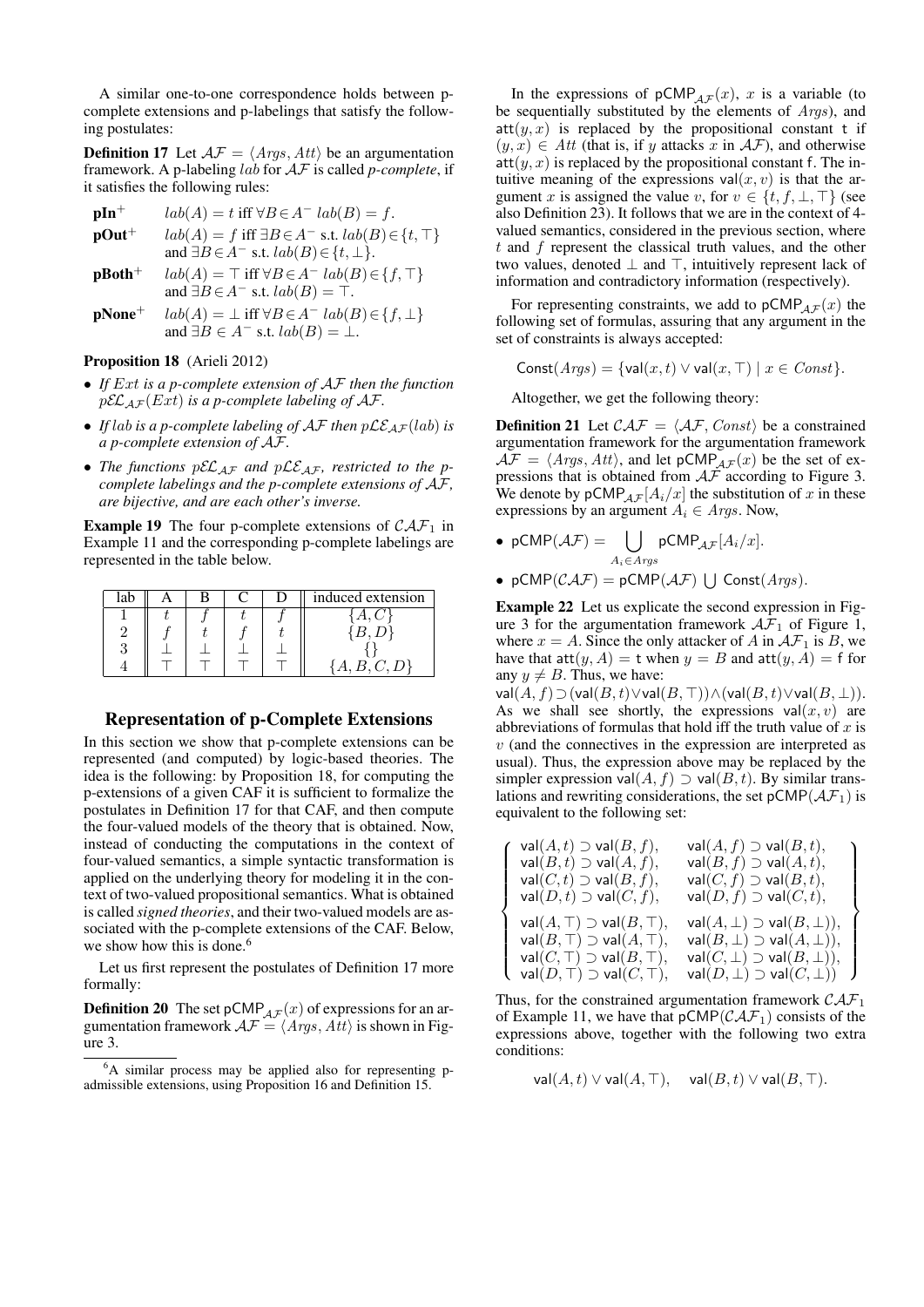A similar one-to-one correspondence holds between p-complete extensions and p-labelings that satisfy the following postulates:

**Definition 17** Let $\mathcal{AF} = \langle Args, Att\rangle$ be an argumentation framework. A p-labeling $lab$ for $\mathcal{AF}$ is called *p-complete*, if it satisfies the following rules:

- **pIn**$^+$ $\quad lab(A) = t$ iff $\forall B \in A^-\ lab(B) = f$.
- **pOut**$^+$ $\quad lab(A) = f$ iff $\exists B \in A^-$ s.t. $lab(B) \in \{t, \top\}$ and $\exists B \in A^-$ s.t. $lab(B) \in \{t, \bot\}$.
- **pBoth**$^+$ $\quad lab(A) = \top$ iff $\forall B \in A^-\ lab(B) \in \{f, \top\}$ and $\exists B \in A^-$ s.t. $lab(B) = \top$.
- **pNone**$^+$ $\quad lab(A) = \bot$ iff $\forall B \in A^-\ lab(B) \in \{f, \bot\}$ and $\exists B \in A^-$ s.t. $lab(B) = \bot$.

**Proposition 18** (Arieli 2012)

- *If $Ext$ is a p-complete extension of $\mathcal{AF}$ then the function $p\mathcal{EL}_{\mathcal{AF}}(Ext)$ is a p-complete labeling of $\mathcal{AF}$.*
- *If $lab$ is a p-complete labeling of $\mathcal{AF}$ then $p\mathcal{LE}_{\mathcal{AF}}(lab)$ is a p-complete extension of $\mathcal{AF}$.*
- *The functions $p\mathcal{EL}_{\mathcal{AF}}$ and $p\mathcal{LE}_{\mathcal{AF}}$, restricted to the p-complete labelings and the p-complete extensions of $\mathcal{AF}$, are bijective, and are each other's inverse.*

**Example 19** The four p-complete extensions of $\mathcal{CAF}_1$ in Example 11 and the corresponding p-complete labelings are represented in the table below.

| lab | A | B | C | D | induced extension |
|---|---|---|---|---|---|
| 1 | $t$ | $f$ | $t$ | $f$ | $\{A, C\}$ |
| 2 | $f$ | $t$ | $f$ | $t$ | $\{B, D\}$ |
| 3 | $\bot$ | $\bot$ | $\bot$ | $\bot$ | $\{\}$ |
| 4 | $\top$ | $\top$ | $\top$ | $\top$ | $\{A, B, C, D\}$ |

## Representation of p-Complete Extensions

In this section we show that p-complete extensions can be represented (and computed) by logic-based theories. The idea is the following: by Proposition 18, for computing the p-extensions of a given CAF it is sufficient to formalize the postulates in Definition 17 for that CAF, and then compute the four-valued models of the theory that is obtained. Now, instead of conducting the computations in the context of four-valued semantics, a simple syntactic transformation is applied on the underlying theory for modeling it in the context of two-valued propositional semantics. What is obtained is called *signed theories*, and their two-valued models are associated with the p-complete extensions of the CAF. Below, we show how this is done.[6]

Let us first represent the postulates of Definition 17 more formally:

**Definition 20** The set $\mathsf{pCMP}_{\mathcal{AF}}(x)$ of expressions for an argumentation framework $\mathcal{AF} = \langle Args, Att\rangle$ is shown in Figure 3.

[6] A similar process may be applied also for representing p-admissible extensions, using Proposition 16 and Definition 15.

In the expressions of $\mathsf{pCMP}_{\mathcal{AF}}(x)$, $x$ is a variable (to be sequentially substituted by the elements of $Args$), and $\mathsf{att}(y, x)$ is replaced by the propositional constant $\mathsf{t}$ if $(y, x) \in Att$ (that is, if $y$ attacks $x$ in $\mathcal{AF}$), and otherwise $\mathsf{att}(y, x)$ is replaced by the propositional constant $\mathsf{f}$. The intuitive meaning of the expressions $\mathsf{val}(x, v)$ is that the argument $x$ is assigned the value $v$, for $v \in \{t, f, \bot, \top\}$ (see also Definition 23). It follows that we are in the context of 4-valued semantics, considered in the previous section, where $t$ and $f$ represent the classical truth values, and the other two values, denoted $\bot$ and $\top$, intuitively represent lack of information and contradictory information (respectively).

For representing constraints, we add to $\mathsf{pCMP}_{\mathcal{AF}}(x)$ the following set of formulas, assuring that any argument in the set of constraints is always accepted:

$$\mathsf{Const}(Args) = \{\mathsf{val}(x, t) \vee \mathsf{val}(x, \top) \mid x \in Const\}.$$

Altogether, we get the following theory:

**Definition 21** Let $\mathcal{CAF} = \langle \mathcal{AF}, Const\rangle$ be a constrained argumentation framework for the argumentation framework $\mathcal{AF} = \langle Args, Att\rangle$, and let $\mathsf{pCMP}_{\mathcal{AF}}(x)$ be the set of expressions that is obtained from $\mathcal{AF}$ according to Figure 3. We denote by $\mathsf{pCMP}_{\mathcal{AF}}[A_i/x]$ the substitution of $x$ in these expressions by an argument $A_i \in Args$. Now,

- $\mathsf{pCMP}(\mathcal{AF}) = \bigcup_{A_i \in Args} \mathsf{pCMP}_{\mathcal{AF}}[A_i/x]$.
- $\mathsf{pCMP}(\mathcal{CAF}) = \mathsf{pCMP}(\mathcal{AF}) \bigcup \mathsf{Const}(Args)$.

**Example 22** Let us explicate the second expression in Figure 3 for the argumentation framework $\mathcal{AF}_1$ of Figure 1, where $x = A$. Since the only attacker of $A$ in $\mathcal{AF}_1$ is $B$, we have that $\mathsf{att}(y, A) = \mathsf{t}$ when $y = B$ and $\mathsf{att}(y, A) = \mathsf{f}$ for any $y \neq B$. Thus, we have:
$\mathsf{val}(A, f) \supset (\mathsf{val}(B, t) \vee \mathsf{val}(B, \top)) \wedge (\mathsf{val}(B, t) \vee \mathsf{val}(B, \bot))$.
As we shall see shortly, the expressions $\mathsf{val}(x, v)$ are abbreviations of formulas that hold iff the truth value of $x$ is $v$ (and the connectives in the expression are interpreted as usual). Thus, the expression above may be replaced by the simpler expression $\mathsf{val}(A, f) \supset \mathsf{val}(B, t)$. By similar translations and rewriting considerations, the set $\mathsf{pCMP}(\mathcal{AF}_1)$ is equivalent to the following set:

$$\left\{\begin{array}{ll}
\mathsf{val}(A,t) \supset \mathsf{val}(B,f), & \mathsf{val}(A,f) \supset \mathsf{val}(B,t), \\
\mathsf{val}(B,t) \supset \mathsf{val}(A,f), & \mathsf{val}(B,f) \supset \mathsf{val}(A,t), \\
\mathsf{val}(C,t) \supset \mathsf{val}(B,f), & \mathsf{val}(C,f) \supset \mathsf{val}(B,t), \\
\mathsf{val}(D,t) \supset \mathsf{val}(C,f), & \mathsf{val}(D,f) \supset \mathsf{val}(C,t), \\
\mathsf{val}(A,\top) \supset \mathsf{val}(B,\top), & \mathsf{val}(A,\bot) \supset \mathsf{val}(B,\bot)), \\
\mathsf{val}(B,\top) \supset \mathsf{val}(A,\top), & \mathsf{val}(B,\bot) \supset \mathsf{val}(A,\bot)), \\
\mathsf{val}(C,\top) \supset \mathsf{val}(B,\top), & \mathsf{val}(C,\bot) \supset \mathsf{val}(B,\bot)), \\
\mathsf{val}(D,\top) \supset \mathsf{val}(C,\top), & \mathsf{val}(D,\bot) \supset \mathsf{val}(C,\bot))
\end{array}\right\}$$

Thus, for the constrained argumentation framework $\mathcal{CAF}_1$ of Example 11, we have that $\mathsf{pCMP}(\mathcal{CAF}_1)$ consists of the expressions above, together with the following two extra conditions:

$$\mathsf{val}(A, t) \vee \mathsf{val}(A, \top), \quad \mathsf{val}(B, t) \vee \mathsf{val}(B, \top).$$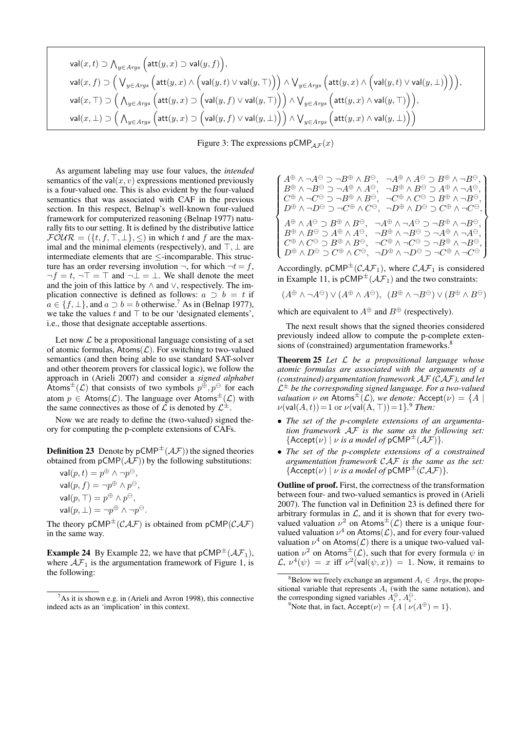$$
\begin{aligned}
&\mathsf{val}(x,t) \supset \bigwedge_{y \in Args} \Big(\mathsf{att}(y,x) \supset \mathsf{val}(y,f)\Big),\\
&\mathsf{val}(x,f) \supset \Big( \bigvee_{y \in Args} \Big(\mathsf{att}(y,x) \wedge \Big(\mathsf{val}(y,t) \vee \mathsf{val}(y,\top)\Big)\Big) \wedge \bigvee_{y \in Args} \Big(\mathsf{att}(y,x) \wedge \Big(\mathsf{val}(y,t) \vee \mathsf{val}(y,\bot)\Big)\Big)\Big),\\
&\mathsf{val}(x,\top) \supset \Big( \bigwedge_{y \in Args} \Big(\mathsf{att}(y,x) \supset \Big(\mathsf{val}(y,f) \vee \mathsf{val}(y,\top)\Big)\Big) \wedge \bigvee_{y \in Args} \Big(\mathsf{att}(y,x) \wedge \mathsf{val}(y,\top)\Big)\Big),\\
&\mathsf{val}(x,\bot) \supset \Big( \bigwedge_{y \in Args} \Big(\mathsf{att}(y,x) \supset \Big(\mathsf{val}(y,f) \vee \mathsf{val}(y,\bot)\Big)\Big) \wedge \bigvee_{y \in Args} \Big(\mathsf{att}(y,x) \wedge \mathsf{val}(y,\bot)\Big)\Big)
\end{aligned}
$$

Figure 3: The expressions $\mathsf{pCMP}_{\mathcal{AF}}(x)$

As argument labeling may use four values, the *intended* semantics of the $\mathsf{val}(x, v)$ expressions mentioned previously is a four-valued one. This is also evident by the four-valued semantics that was associated with CAF in the previous section. In this respect, Belnap's well-known four-valued framework for computerized reasoning (Belnap 1977) naturally fits to our setting. It is defined by the distributive lattice $\mathcal{FOUR} = (\{t, f, \top, \bot\}, \leq)$ in which $t$ and $f$ are the maximal and the minimal elements (respectively), and $\top, \bot$ are intermediate elements that are $\leq$-incomparable. This structure has an order reversing involution $\neg$, for which $\neg t = f$, $\neg f = t$, $\neg\top = \top$ and $\neg\bot = \bot$. We shall denote the meet and the join of this lattice by $\wedge$ and $\vee$, respectively. The implication connective is defined as follows: $a \supset b = t$ if $a \in \{f, \bot\}$, and $a \supset b = b$ otherwise.[7] As in (Belnap 1977), we take the values $t$ and $\top$ to be our 'designated elements', i.e., those that designate acceptable assertions.

Let now $\mathcal{L}$ be a propositional language consisting of a set of atomic formulas, $\mathsf{Atoms}(\mathcal{L})$. For switching to two-valued semantics (and then being able to use standard SAT-solver and other theorem provers for classical logic), we follow the approach in (Arieli 2007) and consider a *signed alphabet* $\mathsf{Atoms}^{\pm}(\mathcal{L})$ that consists of two symbols $p^{\oplus}, p^{\ominus}$ for each atom $p \in \mathsf{Atoms}(\mathcal{L})$. The language over $\mathsf{Atoms}^{\pm}(\mathcal{L})$ with the same connectives as those of $\mathcal{L}$ is denoted by $\mathcal{L}^{\pm}$.

Now we are ready to define the (two-valued) signed theory for computing the p-complete extensions of CAFs.

**Definition 23** Denote by $\mathsf{pCMP}^{\pm}(\mathcal{AF})$) the signed theories obtained from $\mathsf{pCMP}(\mathcal{AF})$) by the following substitutions:

$\mathsf{val}(p,t) = p^{\oplus} \wedge \neg p^{\ominus}$,
$\mathsf{val}(p,f) = \neg p^{\oplus} \wedge p^{\ominus}$,
$\mathsf{val}(p,\top) = p^{\oplus} \wedge p^{\ominus}$,
$\mathsf{val}(p,\bot) = \neg p^{\oplus} \wedge \neg p^{\ominus}$.

The theory $\mathsf{pCMP}^{\pm}(\mathcal{CAF})$ is obtained from $\mathsf{pCMP}(\mathcal{CAF})$ in the same way.

**Example 24** By Example 22, we have that $\mathsf{pCMP}^{\pm}(\mathcal{AF}_1)$, where $\mathcal{AF}_1$ is the argumentation framework of Figure 1, is the following:

$$
\left\{
\begin{array}{ll}
A^{\oplus} \wedge \neg A^{\ominus} \supset \neg B^{\oplus} \wedge B^{\ominus}, & \neg A^{\oplus} \wedge A^{\ominus} \supset B^{\oplus} \wedge \neg B^{\ominus},\\
B^{\oplus} \wedge \neg B^{\ominus} \supset \neg A^{\oplus} \wedge A^{\ominus}, & \neg B^{\oplus} \wedge B^{\ominus} \supset A^{\oplus} \wedge \neg A^{\ominus},\\
C^{\oplus} \wedge \neg C^{\ominus} \supset \neg B^{\oplus} \wedge B^{\ominus}, & \neg C^{\oplus} \wedge C^{\ominus} \supset B^{\oplus} \wedge \neg B^{\ominus},\\
D^{\oplus} \wedge \neg D^{\ominus} \supset \neg C^{\oplus} \wedge C^{\ominus}, & \neg D^{\oplus} \wedge D^{\ominus} \supset C^{\oplus} \wedge \neg C^{\ominus},\\
A^{\oplus} \wedge A^{\ominus} \supset B^{\oplus} \wedge B^{\ominus}, & \neg A^{\oplus} \wedge \neg A^{\ominus} \supset \neg B^{\oplus} \wedge \neg B^{\ominus},\\
B^{\oplus} \wedge B^{\ominus} \supset A^{\oplus} \wedge A^{\ominus}, & \neg B^{\oplus} \wedge \neg B^{\ominus} \supset \neg A^{\oplus} \wedge \neg A^{\ominus},\\
C^{\oplus} \wedge C^{\ominus} \supset B^{\oplus} \wedge B^{\ominus}, & \neg C^{\oplus} \wedge \neg C^{\ominus} \supset \neg B^{\oplus} \wedge \neg B^{\ominus},\\
D^{\oplus} \wedge D^{\ominus} \supset C^{\oplus} \wedge C^{\ominus}, & \neg D^{\oplus} \wedge \neg D^{\ominus} \supset \neg C^{\oplus} \wedge \neg C^{\ominus}
\end{array}
\right\}
$$

Accordingly, $\mathsf{pCMP}^{\pm}(\mathcal{CAF}_1)$, where $\mathcal{CAF}_1$ is considered in Example 11, is $\mathsf{pCMP}^{\pm}(\mathcal{AF}_1)$ and the two constraints:

$$(A^{\oplus} \wedge \neg A^{\ominus}) \vee (A^{\oplus} \wedge A^{\ominus}), \;\; (B^{\oplus} \wedge \neg B^{\ominus}) \vee (B^{\oplus} \wedge B^{\ominus})$$

which are equivalent to $A^{\oplus}$ and $B^{\oplus}$ (respectively).

The next result shows that the signed theories considered previously indeed allow to compute the p-complete extensions of (constrained) argumentation frameworks.[8]

**Theorem 25** *Let $\mathcal{L}$ be a propositional language whose atomic formulas are associated with the arguments of a (constrained) argumentation framework $\mathcal{AF}$ ($\mathcal{CAF}$), and let $\mathcal{L}^{\pm}$ be the corresponding signed language. For a two-valued valuation $\nu$ on $\mathsf{Atoms}^{\pm}(\mathcal{L})$, we denote: $\mathsf{Accept}(\nu) = \{A \mid \nu(\mathsf{val}(A,t)) = 1$ or $\nu(\mathsf{val}(A,\top)) = 1\}$.[9] Then:*

- *The set of the p-complete extensions of an argumentation framework $\mathcal{AF}$ is the same as the following set: $\{\mathsf{Accept}(\nu) \mid \nu$ is a model of $\mathsf{pCMP}^{\pm}(\mathcal{AF})\}$.*
- *The set of the p-complete extensions of a constrained argumentation framework $\mathcal{CAF}$ is the same as the set: $\{\mathsf{Accept}(\nu) \mid \nu$ is a model of $\mathsf{pCMP}^{\pm}(\mathcal{CAF})\}$.*

**Outline of proof.** First, the correctness of the transformation between four- and two-valued semantics is proved in (Arieli 2007). The function $\mathsf{val}$ in Definition 23 is defined there for arbitrary formulas in $\mathcal{L}$, and it is shown that for every two-valued valuation $\nu^2$ on $\mathsf{Atoms}^{\pm}(\mathcal{L})$ there is a unique four-valued valuation $\nu^4$ on $\mathsf{Atoms}(\mathcal{L})$, and for every four-valued valuation $\nu^4$ on $\mathsf{Atoms}(\mathcal{L})$ there is a unique two-valued valuation $\nu^2$ on $\mathsf{Atoms}^{\pm}(\mathcal{L})$, such that for every formula $\psi$ in $\mathcal{L}$, $\nu^4(\psi) = x$ iff $\nu^2(\mathsf{val}(\psi, x)) = 1$. Now, it remains to

---

[7] As it is shown e.g. in (Arieli and Avron 1998), this connective indeed acts as an 'implication' in this context.

[8] Below we freely exchange an argument $A_i \in Args$, the propositional variable that represents $A_i$ (with the same notation), and the corresponding signed variables $A_i^{\oplus}, A_i^{\ominus}$.

[9] Note that, in fact, $\mathsf{Accept}(\nu) = \{A \mid \nu(A^{\oplus}) = 1\}$.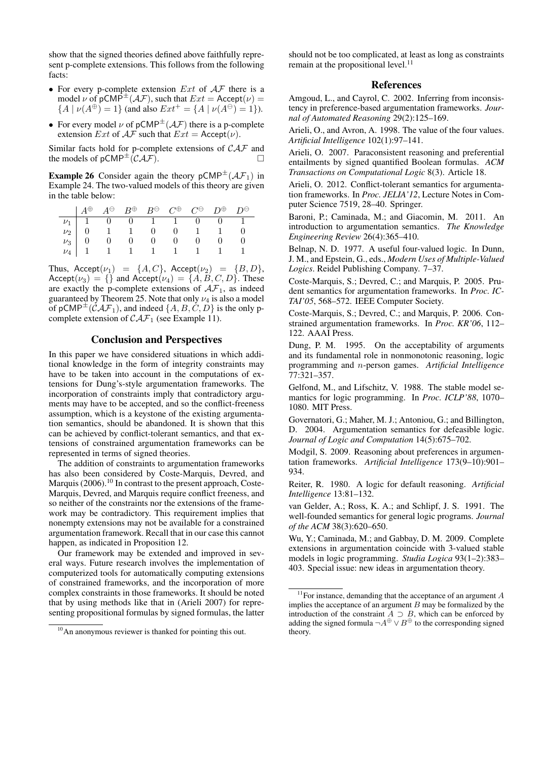show that the signed theories defined above faithfully represent p-complete extensions. This follows from the following facts:

- For every p-complete extension $Ext$ of $\mathcal{AF}$ there is a model $\nu$ of $\mathsf{pCMP}^{\pm}(\mathcal{AF})$, such that $Ext = \mathsf{Accept}(\nu) = \{A \mid \nu(A^{\oplus}) = 1\}$ (and also $Ext^{+} = \{A \mid \nu(A^{\ominus}) = 1\}$).
- For every model $\nu$ of $\mathsf{pCMP}^{\pm}(\mathcal{AF})$ there is a p-complete extension $Ext$ of $\mathcal{AF}$ such that $Ext = \mathsf{Accept}(\nu)$.

Similar facts hold for p-complete extensions of $\mathcal{CAF}$ and the models of $\mathsf{pCMP}^{\pm}(\mathcal{CAF})$. □

**Example 26** Consider again the theory $\mathsf{pCMP}^{\pm}(\mathcal{AF}_1)$ in Example 24. The two-valued models of this theory are given in the table below:

| | $A^{\oplus}$ | $A^{\ominus}$ | $B^{\oplus}$ | $B^{\ominus}$ | $C^{\oplus}$ | $C^{\ominus}$ | $D^{\oplus}$ | $D^{\ominus}$ |
|---|---|---|---|---|---|---|---|---|
| $\nu_1$ | 1 | 0 | 0 | 1 | 1 | 0 | 0 | 1 |
| $\nu_2$ | 0 | 1 | 1 | 0 | 0 | 1 | 1 | 0 |
| $\nu_3$ | 0 | 0 | 0 | 0 | 0 | 0 | 0 | 0 |
| $\nu_4$ | 1 | 1 | 1 | 1 | 1 | 1 | 1 | 1 |

Thus, $\mathsf{Accept}(\nu_1) = \{A, C\}$, $\mathsf{Accept}(\nu_2) = \{B, D\}$, $\mathsf{Accept}(\nu_3) = \{\}$ and $\mathsf{Accept}(\nu_4) = \{A, B, C, D\}$. These are exactly the p-complete extensions of $\mathcal{AF}_1$, as indeed guaranteed by Theorem 25. Note that only $\nu_4$ is also a model of $\mathsf{pCMP}^{\pm}(\mathcal{CAF}_1)$, and indeed $\{A, B, C, D\}$ is the only p-complete extension of $\mathcal{CAF}_1$ (see Example 11).

## Conclusion and Perspectives

In this paper we have considered situations in which additional knowledge in the form of integrity constraints may have to be taken into account in the computations of extensions for Dung's-style argumentation frameworks. The incorporation of constraints imply that contradictory arguments may have to be accepted, and so the conflict-freeness assumption, which is a keystone of the existing argumentation semantics, should be abandoned. It is shown that this can be achieved by conflict-tolerant semantics, and that extensions of constrained argumentation frameworks can be represented in terms of signed theories.

The addition of constraints to argumentation frameworks has also been considered by Coste-Marquis, Devred, and Marquis (2006).[10] In contrast to the present approach, Coste-Marquis, Devred, and Marquis require conflict freeness, and so neither of the constraints nor the extensions of the framework may be contradictory. This requirement implies that nonempty extensions may not be available for a constrained argumentation framework. Recall that in our case this cannot happen, as indicated in Proposition 12.

Our framework may be extended and improved in several ways. Future research involves the implementation of computerized tools for automatically computing extensions of constrained frameworks, and the incorporation of more complex constraints in those frameworks. It should be noted that by using methods like that in (Arieli 2007) for representing propositional formulas by signed formulas, the latter should not be too complicated, at least as long as constraints remain at the propositional level.[11]

[10] An anonymous reviewer is thanked for pointing this out.

[11] For instance, demanding that the acceptance of an argument $A$ implies the acceptance of an argument $B$ may be formalized by the introduction of the constraint $A \supset B$, which can be enforced by adding the signed formula $\neg A^{\oplus} \vee B^{\oplus}$ to the corresponding signed theory.

## References

Amgoud, L., and Cayrol, C. 2002. Inferring from inconsistency in preference-based argumentation frameworks. *Journal of Automated Reasoning* 29(2):125–169.

Arieli, O., and Avron, A. 1998. The value of the four values. *Artificial Intelligence* 102(1):97–141.

Arieli, O. 2007. Paraconsistent reasoning and preferential entailments by signed quantified Boolean formulas. *ACM Transactions on Computational Logic* 8(3). Article 18.

Arieli, O. 2012. Conflict-tolerant semantics for argumentation frameworks. In *Proc. JELIA'12*, Lecture Notes in Computer Science 7519, 28–40. Springer.

Baroni, P.; Caminada, M.; and Giacomin, M. 2011. An introduction to argumentation semantics. *The Knowledge Engineering Review* 26(4):365–410.

Belnap, N. D. 1977. A useful four-valued logic. In Dunn, J. M., and Epstein, G., eds., *Modern Uses of Multiple-Valued Logics*. Reidel Publishing Company. 7–37.

Coste-Marquis, S.; Devred, C.; and Marquis, P. 2005. Prudent semantics for argumentation frameworks. In *Proc. ICTAI'05*, 568–572. IEEE Computer Society.

Coste-Marquis, S.; Devred, C.; and Marquis, P. 2006. Constrained argumentation frameworks. In *Proc. KR'06*, 112–122. AAAI Press.

Dung, P. M. 1995. On the acceptability of arguments and its fundamental role in nonmonotonic reasoning, logic programming and $n$-person games. *Artificial Intelligence* 77:321–357.

Gelfond, M., and Lifschitz, V. 1988. The stable model semantics for logic programming. In *Proc. ICLP'88*, 1070–1080. MIT Press.

Governatori, G.; Maher, M. J.; Antoniou, G.; and Billington, D. 2004. Argumentation semantics for defeasible logic. *Journal of Logic and Computation* 14(5):675–702.

Modgil, S. 2009. Reasoning about preferences in argumentation frameworks. *Artificial Intelligence* 173(9–10):901–934.

Reiter, R. 1980. A logic for default reasoning. *Artificial Intelligence* 13:81–132.

van Gelder, A.; Ross, K. A.; and Schlipf, J. S. 1991. The well-founded semantics for general logic programs. *Journal of the ACM* 38(3):620–650.

Wu, Y.; Caminada, M.; and Gabbay, D. M. 2009. Complete extensions in argumentation coincide with 3-valued stable models in logic programming. *Studia Logica* 93(1–2):383–403. Special issue: new ideas in argumentation theory.